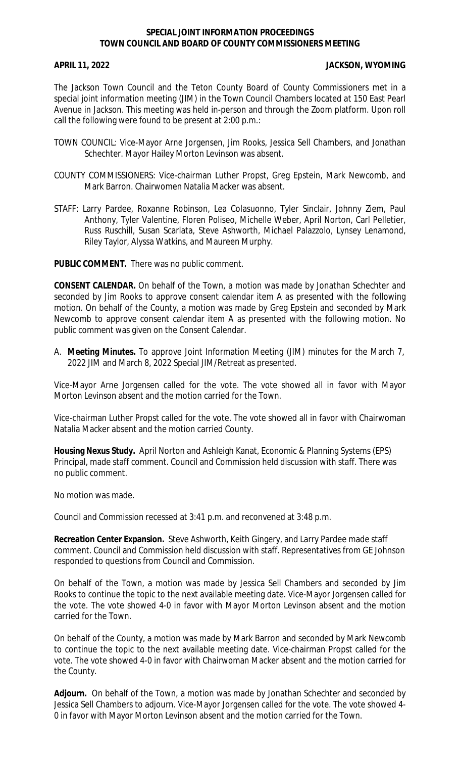**SPECIAL JOINT INFORMATION PROCEEDINGS**
**TOWN COUNCIL AND BOARD OF COUNTY COMMISSIONERS MEETING**

**APRIL 11, 2022** **JACKSON, WYOMING**

The Jackson Town Council and the Teton County Board of County Commissioners met in a special joint information meeting (JIM) in the Town Council Chambers located at 150 East Pearl Avenue in Jackson. This meeting was held in-person and through the Zoom platform. Upon roll call the following were found to be present at 2:00 p.m.:

TOWN COUNCIL: Vice-Mayor Arne Jorgensen, Jim Rooks, Jessica Sell Chambers, and Jonathan Schechter. Mayor Hailey Morton Levinson was absent.

COUNTY COMMISSIONERS: Vice-chairman Luther Propst, Greg Epstein, Mark Newcomb, and Mark Barron. Chairwomen Natalia Macker was absent.

STAFF: Larry Pardee, Roxanne Robinson, Lea Colasuonno, Tyler Sinclair, Johnny Ziem, Paul Anthony, Tyler Valentine, Floren Poliseo, Michelle Weber, April Norton, Carl Pelletier, Russ Ruschill, Susan Scarlata, Steve Ashworth, Michael Palazzolo, Lynsey Lenamond, Riley Taylor, Alyssa Watkins, and Maureen Murphy.

**PUBLIC COMMENT.** There was no public comment.

**CONSENT CALENDAR.** On behalf of the Town, a motion was made by Jonathan Schechter and seconded by Jim Rooks to approve consent calendar item A as presented with the following motion. On behalf of the County, a motion was made by Greg Epstein and seconded by Mark Newcomb to approve consent calendar item A as presented with the following motion. No public comment was given on the Consent Calendar.

A. **Meeting Minutes.** To approve Joint Information Meeting (JIM) minutes for the March 7, 2022 JIM and March 8, 2022 Special JIM/Retreat as presented.

Vice-Mayor Arne Jorgensen called for the vote. The vote showed all in favor with Mayor Morton Levinson absent and the motion carried for the Town.

Vice-chairman Luther Propst called for the vote. The vote showed all in favor with Chairwoman Natalia Macker absent and the motion carried County.

**Housing Nexus Study.** April Norton and Ashleigh Kanat, Economic & Planning Systems (EPS) Principal, made staff comment. Council and Commission held discussion with staff. There was no public comment.

No motion was made.

Council and Commission recessed at 3:41 p.m. and reconvened at 3:48 p.m.

**Recreation Center Expansion.** Steve Ashworth, Keith Gingery, and Larry Pardee made staff comment. Council and Commission held discussion with staff. Representatives from GE Johnson responded to questions from Council and Commission.

On behalf of the Town, a motion was made by Jessica Sell Chambers and seconded by Jim Rooks to continue the topic to the next available meeting date. Vice-Mayor Jorgensen called for the vote. The vote showed 4-0 in favor with Mayor Morton Levinson absent and the motion carried for the Town.

On behalf of the County, a motion was made by Mark Barron and seconded by Mark Newcomb to continue the topic to the next available meeting date. Vice-chairman Propst called for the vote. The vote showed 4-0 in favor with Chairwoman Macker absent and the motion carried for the County.

**Adjourn.** On behalf of the Town, a motion was made by Jonathan Schechter and seconded by Jessica Sell Chambers to adjourn. Vice-Mayor Jorgensen called for the vote. The vote showed 4-0 in favor with Mayor Morton Levinson absent and the motion carried for the Town.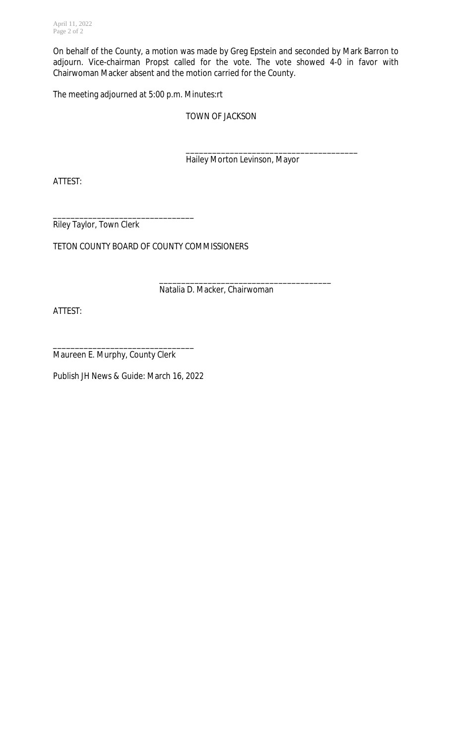On behalf of the County, a motion was made by Greg Epstein and seconded by Mark Barron to adjourn. Vice-chairman Propst called for the vote. The vote showed 4-0 in favor with Chairwoman Macker absent and the motion carried for the County.

The meeting adjourned at 5:00 p.m. Minutes:rt

TOWN OF JACKSON

_______________________________________
Hailey Morton Levinson, Mayor

ATTEST:

________________________________
Riley Taylor, Town Clerk

TETON COUNTY BOARD OF COUNTY COMMISSIONERS

_______________________________________
Natalia D. Macker, Chairwoman

ATTEST:

________________________________
Maureen E. Murphy, County Clerk

Publish JH News & Guide: March 16, 2022